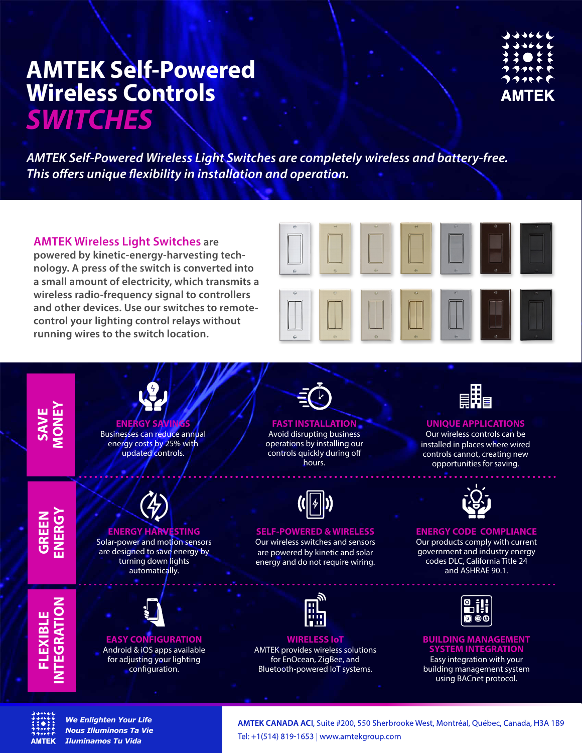# AMTEK Self-Powered Wireless Controls *SWITCHES*

AMTEK

*AMTEK Self-Powered Wireless Light Switches are completely wireless and battery-free. This offers unique flexibility in installation and operation.*

**AMTEK Wireless Light Switches are powered by kinetic-energy-harvesting technology. A press of the switch is converted into a small amount of electricity, which transmits a wireless radio-frequency signal to controllers and other devices. Use our switches to remote-control your lighting control relays without running wires to the switch location.**

## SAVE MONEY

### ENERGY SAVINGS
Businesses can reduce annual energy costs by 25% with updated controls.

### FAST INSTALLATION
Avoid disrupting business operations by installing our controls quickly during off hours.

### UNIQUE APPLICATIONS
Our wireless controls can be installed in places where wired controls cannot, creating new opportunities for saving.

## GREEN ENERGY

### ENERGY HARVESTING
Solar-power and motion sensors are designed to save energy by turning down lights automatically.

### SELF-POWERED & WIRELESS
Our wireless switches and sensors are powered by kinetic and solar energy and do not require wiring.

### ENERGY CODE COMPLIANCE
Our products comply with current government and industry energy codes DLC, California Title 24 and ASHRAE 90.1.

## FLEXIBLE INTEGRATION

### EASY CONFIGURATION
Android & iOS apps available for adjusting your lighting configuration.

### WIRELESS IoT
AMTEK provides wireless solutions for EnOcean, ZigBee, and Bluetooth-powered IoT systems.

### BUILDING MANAGEMENT SYSTEM INTEGRATION
Easy integration with your building management system using BACnet protocol.

AMTEK

*We Enlighten Your Life*
*Nous Illuminons Ta Vie*
*Iluminamos Tu Vida*

**AMTEK CANADA ACI**, Suite #200, 550 Sherbrooke West, Montréal, Québec, Canada, H3A 1B9
Tel: +1(514) 819-1653 | www.amtekgroup.com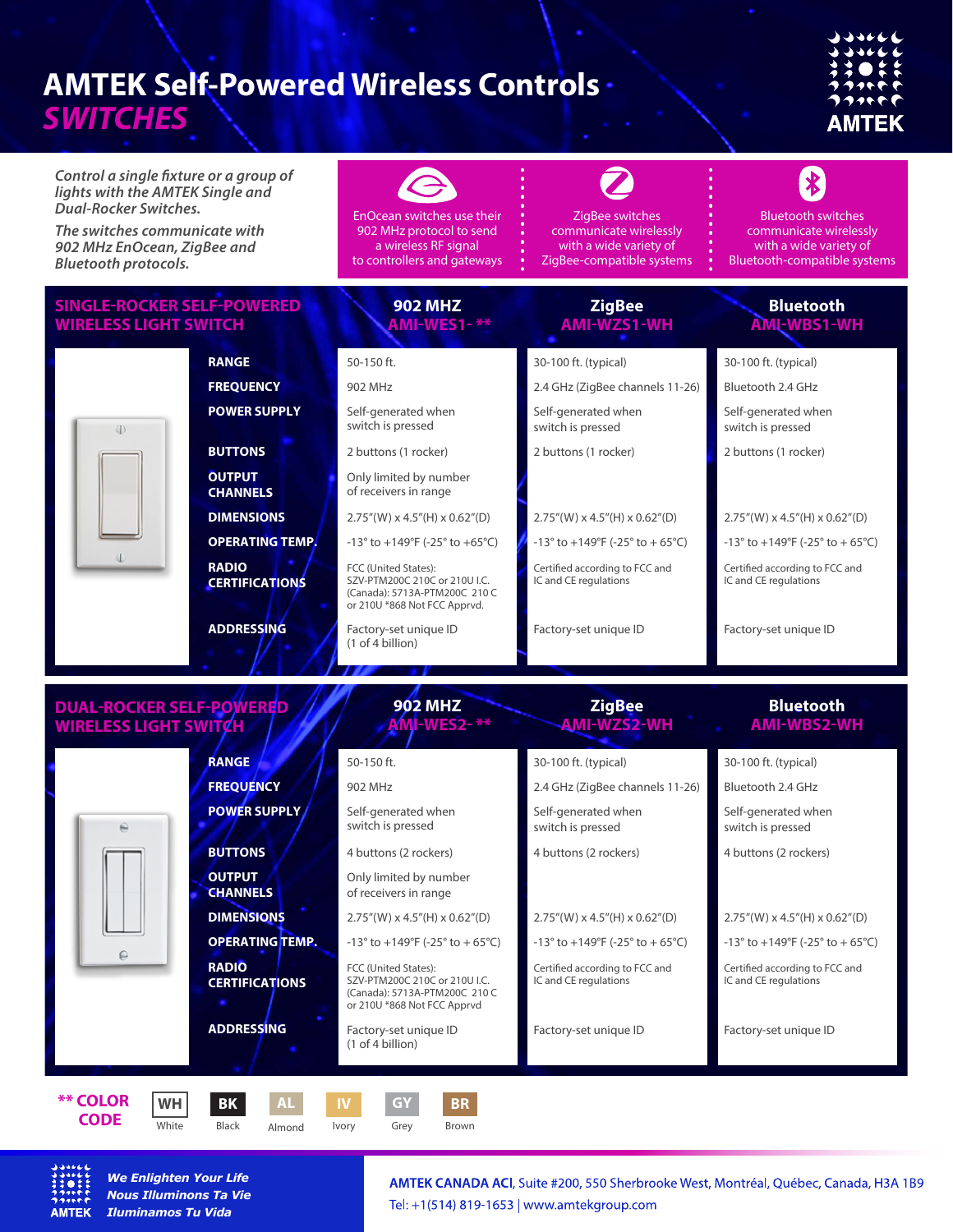# AMTEK Self-Powered Wireless Controls

## *SWITCHES*

*Control a single fixture or a group of lights with the AMTEK Single and Dual-Rocker Switches.*

*The switches communicate with 902 MHz EnOcean, ZigBee and Bluetooth protocols.*

EnOcean switches use their 902 MHz protocol to send a wireless RF signal to controllers and gateways

ZigBee switches communicate wirelessly with a wide variety of ZigBee-compatible systems

Bluetooth switches communicate wirelessly with a wide variety of Bluetooth-compatible systems

## SINGLE-ROCKER SELF-POWERED WIRELESS LIGHT SWITCH

| | 902 MHZ AMI-WES1- ** | ZigBee AMI-WZS1-WH | Bluetooth AMI-WBS1-WH |
|---|---|---|---|
| **RANGE** | 50-150 ft. | 30-100 ft. (typical) | 30-100 ft. (typical) |
| **FREQUENCY** | 902 MHz | 2.4 GHz (ZigBee channels 11-26) | Bluetooth 2.4 GHz |
| **POWER SUPPLY** | Self-generated when switch is pressed | Self-generated when switch is pressed | Self-generated when switch is pressed |
| **BUTTONS** | 2 buttons (1 rocker) | 2 buttons (1 rocker) | 2 buttons (1 rocker) |
| **OUTPUT CHANNELS** | Only limited by number of receivers in range | | |
| **DIMENSIONS** | 2.75"(W) x 4.5"(H) x 0.62"(D) | 2.75"(W) x 4.5"(H) x 0.62"(D) | 2.75"(W) x 4.5"(H) x 0.62"(D) |
| **OPERATING TEMP.** | -13° to +149°F (-25° to +65°C) | -13° to +149°F (-25° to + 65°C) | -13° to +149°F (-25° to + 65°C) |
| **RADIO CERTIFICATIONS** | FCC (United States): SZV-PTM200C 210C or 210U I.C. (Canada): 5713A-PTM200C 210 C or 210U *868 Not FCC Apprvd. | Certified according to FCC and IC and CE regulations | Certified according to FCC and IC and CE regulations |
| **ADDRESSING** | Factory-set unique ID (1 of 4 billion) | Factory-set unique ID | Factory-set unique ID |

## DUAL-ROCKER SELF-POWERED WIRELESS LIGHT SWITCH

| | 902 MHZ AMI-WES2- ** | ZigBee AMI-WZS2-WH | Bluetooth AMI-WBS2-WH |
|---|---|---|---|
| **RANGE** | 50-150 ft. | 30-100 ft. (typical) | 30-100 ft. (typical) |
| **FREQUENCY** | 902 MHz | 2.4 GHz (ZigBee channels 11-26) | Bluetooth 2.4 GHz |
| **POWER SUPPLY** | Self-generated when switch is pressed | Self-generated when switch is pressed | Self-generated when switch is pressed |
| **BUTTONS** | 4 buttons (2 rockers) | 4 buttons (2 rockers) | 4 buttons (2 rockers) |
| **OUTPUT CHANNELS** | Only limited by number of receivers in range | | |
| **DIMENSIONS** | 2.75"(W) x 4.5"(H) x 0.62"(D) | 2.75"(W) x 4.5"(H) x 0.62"(D) | 2.75"(W) x 4.5"(H) x 0.62"(D) |
| **OPERATING TEMP.** | -13° to +149°F (-25° to + 65°C) | -13° to +149°F (-25° to + 65°C) | -13° to +149°F (-25° to + 65°C) |
| **RADIO CERTIFICATIONS** | FCC (United States): SZV-PTM200C 210C or 210U I.C. (Canada): 5713A-PTM200C 210 C or 210U *868 Not FCC Apprvd | Certified according to FCC and IC and CE regulations | Certified according to FCC and IC and CE regulations |
| **ADDRESSING** | Factory-set unique ID (1 of 4 billion) | Factory-set unique ID | Factory-set unique ID |

**** COLOR CODE**

| WH | BK | AL | IV | GY | BR |
|---|---|---|---|---|---|
| White | Black | Almond | Ivory | Grey | Brown |

***We Enlighten Your Life***
***Nous Illuminons Ta Vie***
***Iluminamos Tu Vida***

**AMTEK CANADA ACI**, Suite #200, 550 Sherbrooke West, Montréal, Québec, Canada, H3A 1B9
Tel: +1(514) 819-1653 | www.amtekgroup.com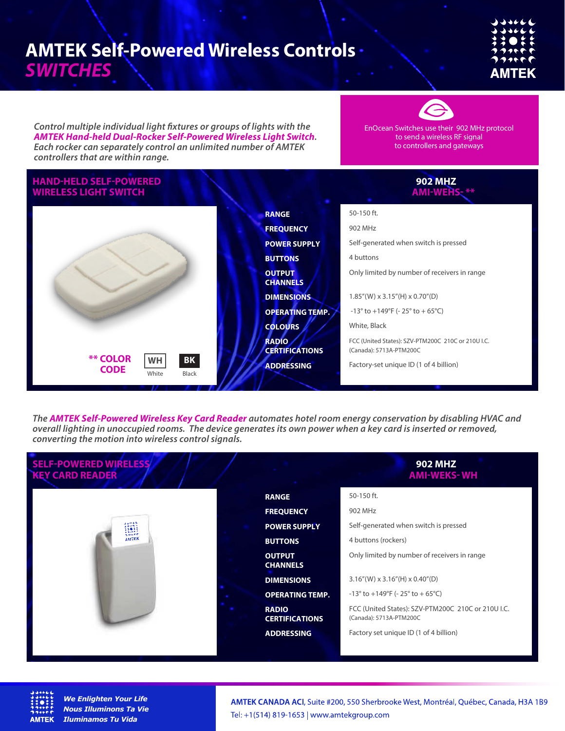# AMTEK Self-Powered Wireless Controls
## *SWITCHES*

AMTEK

*Control multiple individual light fixtures or groups of lights with the **AMTEK Hand-held Dual-Rocker Self-Powered Wireless Light Switch**. Each rocker can separately control an unlimited number of AMTEK controllers that are within range.*

EnOcean Switches use their 902 MHz protocol to send a wireless RF signal to controllers and gateways

### HAND-HELD SELF-POWERED WIRELESS LIGHT SWITCH

**902 MHZ**
**AMI-WEHS- ****

| | |
|---|---|
| **RANGE** | 50-150 ft. |
| **FREQUENCY** | 902 MHz |
| **POWER SUPPLY** | Self-generated when switch is pressed |
| **BUTTONS** | 4 buttons |
| **OUTPUT CHANNELS** | Only limited by number of receivers in range |
| **DIMENSIONS** | 1.85"(W) x 3.15"(H) x 0.70"(D) |
| **OPERATING TEMP.** | -13° to +149°F (- 25° to + 65°C) |
| **COLOURS** | White, Black |
| **RADIO CERTIFICATIONS** | FCC (United States): SZV-PTM200C 210C or 210U I.C. (Canada): 5713A-PTM200C |
| **ADDRESSING** | Factory-set unique ID (1 of 4 billion) |

**** COLOR CODE**

| WH | BK |
|---|---|
| White | Black |

*The **AMTEK Self-Powered Wireless Key Card Reader** automates hotel room energy conservation by disabling HVAC and overall lighting in unoccupied rooms. The device generates its own power when a key card is inserted or removed, converting the motion into wireless control signals.*

### SELF-POWERED WIRELESS KEY CARD READER

**902 MHZ**
**AMI-WEKS- WH**

| | |
|---|---|
| **RANGE** | 50-150 ft. |
| **FREQUENCY** | 902 MHz |
| **POWER SUPPLY** | Self-generated when switch is pressed |
| **BUTTONS** | 4 buttons (rockers) |
| **OUTPUT CHANNELS** | Only limited by number of receivers in range |
| **DIMENSIONS** | 3.16"(W) x 3.16"(H) x 0.40"(D) |
| **OPERATING TEMP.** | -13° to +149°F (- 25° to + 65°C) |
| **RADIO CERTIFICATIONS** | FCC (United States): SZV-PTM200C 210C or 210U I.C. (Canada): 5713A-PTM200C |
| **ADDRESSING** | Factory set unique ID (1 of 4 billion) |

AMTEK *We Enlighten Your Life*
*Nous Illuminons Ta Vie*
*Iluminamos Tu Vida*

**AMTEK CANADA ACI**, Suite #200, 550 Sherbrooke West, Montréal, Québec, Canada, H3A 1B9
Tel: +1(514) 819-1653 | www.amtekgroup.com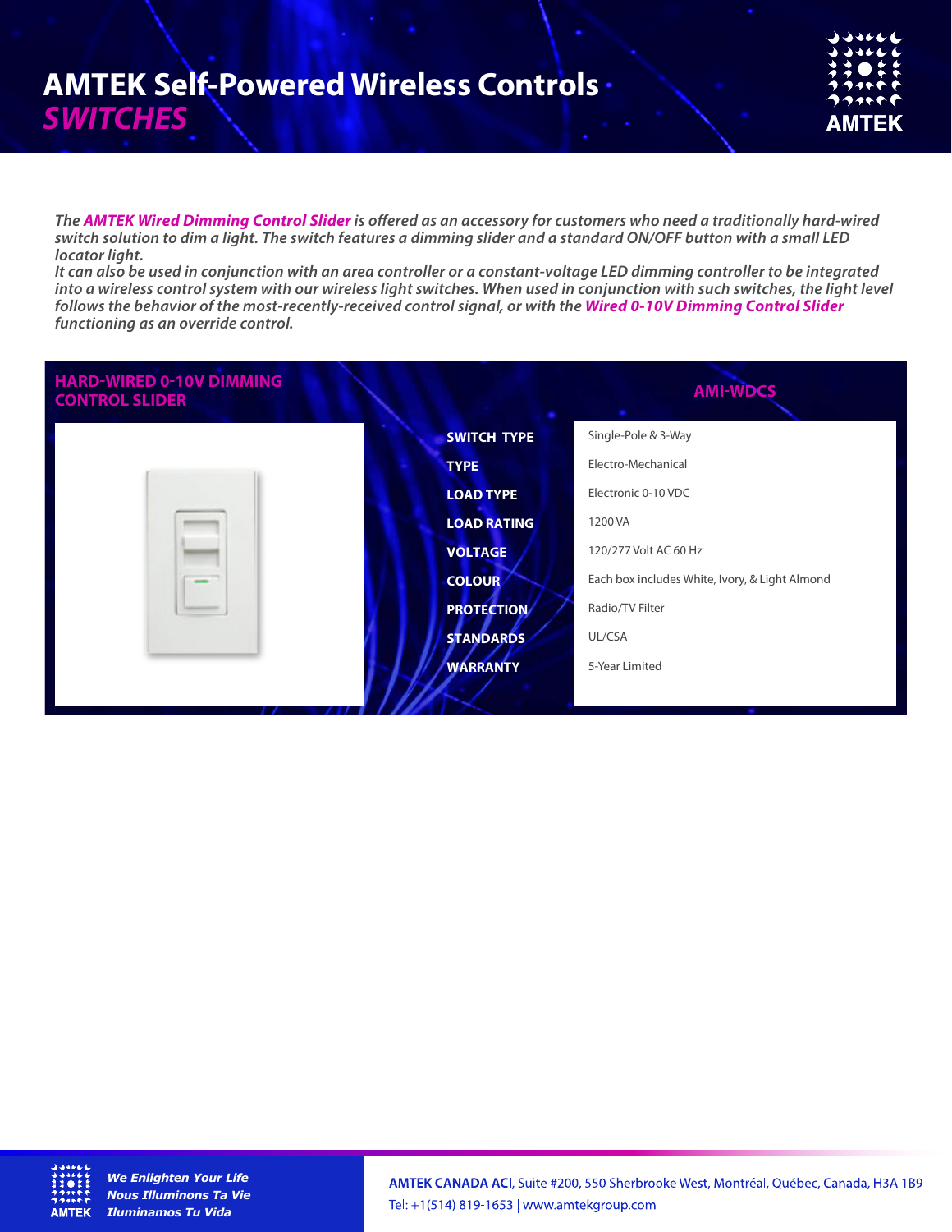# AMTEK Self-Powered Wireless Controls

## *SWITCHES*

*The **AMTEK Wired Dimming Control Slider** is offered as an accessory for customers who need a traditionally hard-wired switch solution to dim a light. The switch features a dimming slider and a standard ON/OFF button with a small LED locator light.*
*It can also be used in conjunction with an area controller or a constant-voltage LED dimming controller to be integrated into a wireless control system with our wireless light switches. When used in conjunction with such switches, the light level follows the behavior of the most-recently-received control signal, or with the **Wired 0-10V Dimming Control Slider** functioning as an override control.*

### HARD-WIRED 0-10V DIMMING CONTROL SLIDER

| | AMI-WDCS |
|---|---|
| **SWITCH TYPE** | Single-Pole & 3-Way |
| **TYPE** | Electro-Mechanical |
| **LOAD TYPE** | Electronic 0-10 VDC |
| **LOAD RATING** | 1200 VA |
| **VOLTAGE** | 120/277 Volt AC 60 Hz |
| **COLOUR** | Each box includes White, Ivory, & Light Almond |
| **PROTECTION** | Radio/TV Filter |
| **STANDARDS** | UL/CSA |
| **WARRANTY** | 5-Year Limited |

***We Enlighten Your Life***
***Nous Illuminons Ta Vie***
***Iluminamos Tu Vida***

**AMTEK CANADA ACI**, Suite #200, 550 Sherbrooke West, Montréal, Québec, Canada, H3A 1B9
Tel: +1(514) 819-1653 | www.amtekgroup.com